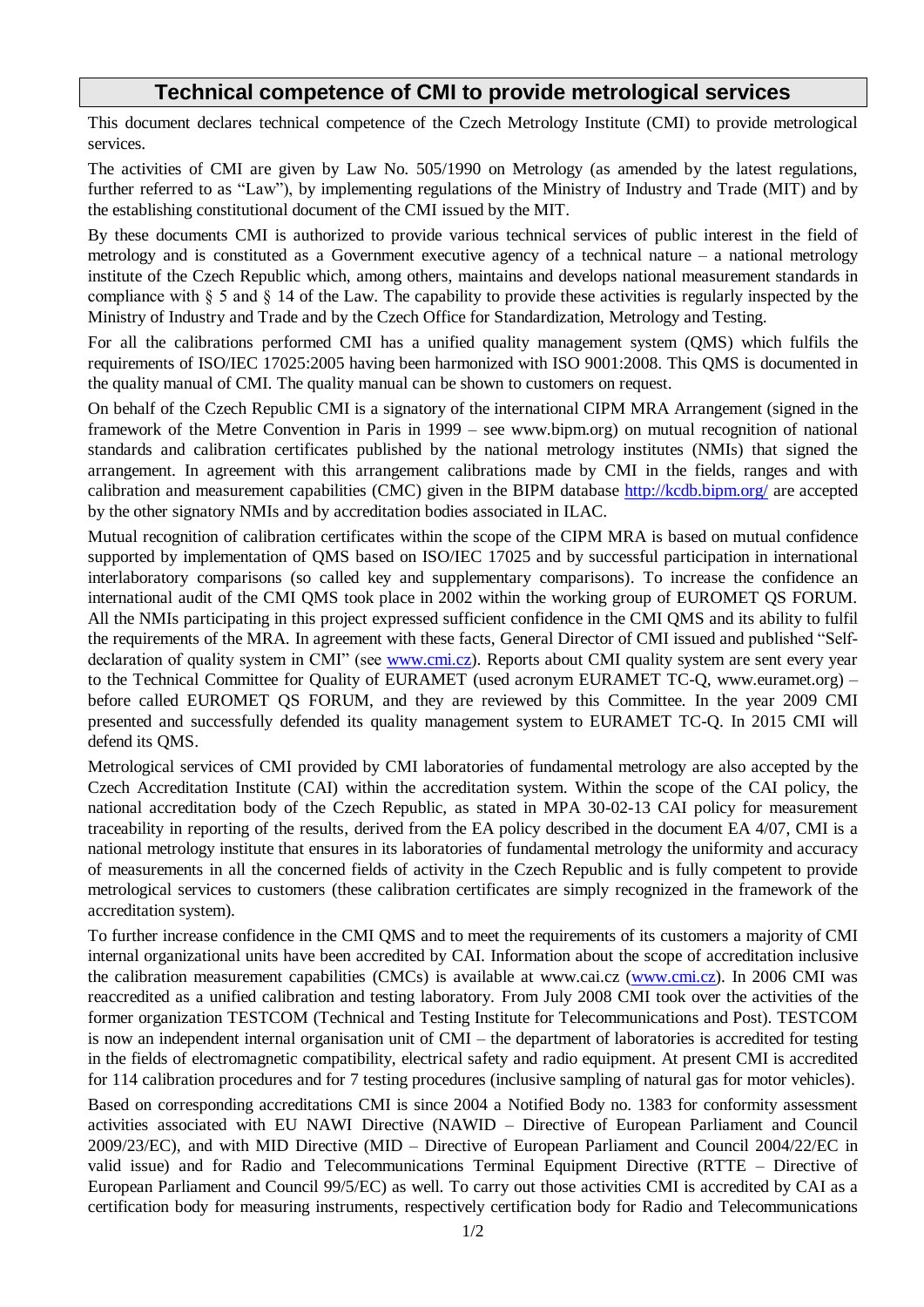# Technical competence of CMI to provide metrological services

This document declares technical competence of the Czech Metrology Institute (CMI) to provide metrological services.

The activities of CMI are given by Law No. 505/1990 on Metrology (as amended by the latest regulations, further referred to as "Law"), by implementing regulations of the Ministry of Industry and Trade (MIT) and by the establishing constitutional document of the CMI issued by the MIT.

By these documents CMI is authorized to provide various technical services of public interest in the field of metrology and is constituted as a Government executive agency of a technical nature – a national metrology institute of the Czech Republic which, among others, maintains and develops national measurement standards in compliance with § 5 and § 14 of the Law. The capability to provide these activities is regularly inspected by the Ministry of Industry and Trade and by the Czech Office for Standardization, Metrology and Testing.

For all the calibrations performed CMI has a unified quality management system (QMS) which fulfils the requirements of ISO/IEC 17025:2005 having been harmonized with ISO 9001:2008. This QMS is documented in the quality manual of CMI. The quality manual can be shown to customers on request.

On behalf of the Czech Republic CMI is a signatory of the international CIPM MRA Arrangement (signed in the framework of the Metre Convention in Paris in 1999 – see www.bipm.org) on mutual recognition of national standards and calibration certificates published by the national metrology institutes (NMIs) that signed the arrangement. In agreement with this arrangement calibrations made by CMI in the fields, ranges and with calibration and measurement capabilities (CMC) given in the BIPM database http://kcdb.bipm.org/ are accepted by the other signatory NMIs and by accreditation bodies associated in ILAC.

Mutual recognition of calibration certificates within the scope of the CIPM MRA is based on mutual confidence supported by implementation of QMS based on ISO/IEC 17025 and by successful participation in international interlaboratory comparisons (so called key and supplementary comparisons). To increase the confidence an international audit of the CMI QMS took place in 2002 within the working group of EUROMET QS FORUM. All the NMIs participating in this project expressed sufficient confidence in the CMI QMS and its ability to fulfil the requirements of the MRA. In agreement with these facts, General Director of CMI issued and published "Self-declaration of quality system in CMI" (see www.cmi.cz). Reports about CMI quality system are sent every year to the Technical Committee for Quality of EURAMET (used acronym EURAMET TC-Q, www.euramet.org) – before called EUROMET QS FORUM, and they are reviewed by this Committee. In the year 2009 CMI presented and successfully defended its quality management system to EURAMET TC-Q. In 2015 CMI will defend its QMS.

Metrological services of CMI provided by CMI laboratories of fundamental metrology are also accepted by the Czech Accreditation Institute (CAI) within the accreditation system. Within the scope of the CAI policy, the national accreditation body of the Czech Republic, as stated in MPA 30-02-13 CAI policy for measurement traceability in reporting of the results, derived from the EA policy described in the document EA 4/07, CMI is a national metrology institute that ensures in its laboratories of fundamental metrology the uniformity and accuracy of measurements in all the concerned fields of activity in the Czech Republic and is fully competent to provide metrological services to customers (these calibration certificates are simply recognized in the framework of the accreditation system).

To further increase confidence in the CMI QMS and to meet the requirements of its customers a majority of CMI internal organizational units have been accredited by CAI. Information about the scope of accreditation inclusive the calibration measurement capabilities (CMCs) is available at www.cai.cz (www.cmi.cz). In 2006 CMI was reaccredited as a unified calibration and testing laboratory. From July 2008 CMI took over the activities of the former organization TESTCOM (Technical and Testing Institute for Telecommunications and Post). TESTCOM is now an independent internal organisation unit of CMI – the department of laboratories is accredited for testing in the fields of electromagnetic compatibility, electrical safety and radio equipment. At present CMI is accredited for 114 calibration procedures and for 7 testing procedures (inclusive sampling of natural gas for motor vehicles).

Based on corresponding accreditations CMI is since 2004 a Notified Body no. 1383 for conformity assessment activities associated with EU NAWI Directive (NAWID – Directive of European Parliament and Council 2009/23/EC), and with MID Directive (MID – Directive of European Parliament and Council 2004/22/EC in valid issue) and for Radio and Telecommunications Terminal Equipment Directive (RTTE – Directive of European Parliament and Council 99/5/EC) as well. To carry out those activities CMI is accredited by CAI as a certification body for measuring instruments, respectively certification body for Radio and Telecommunications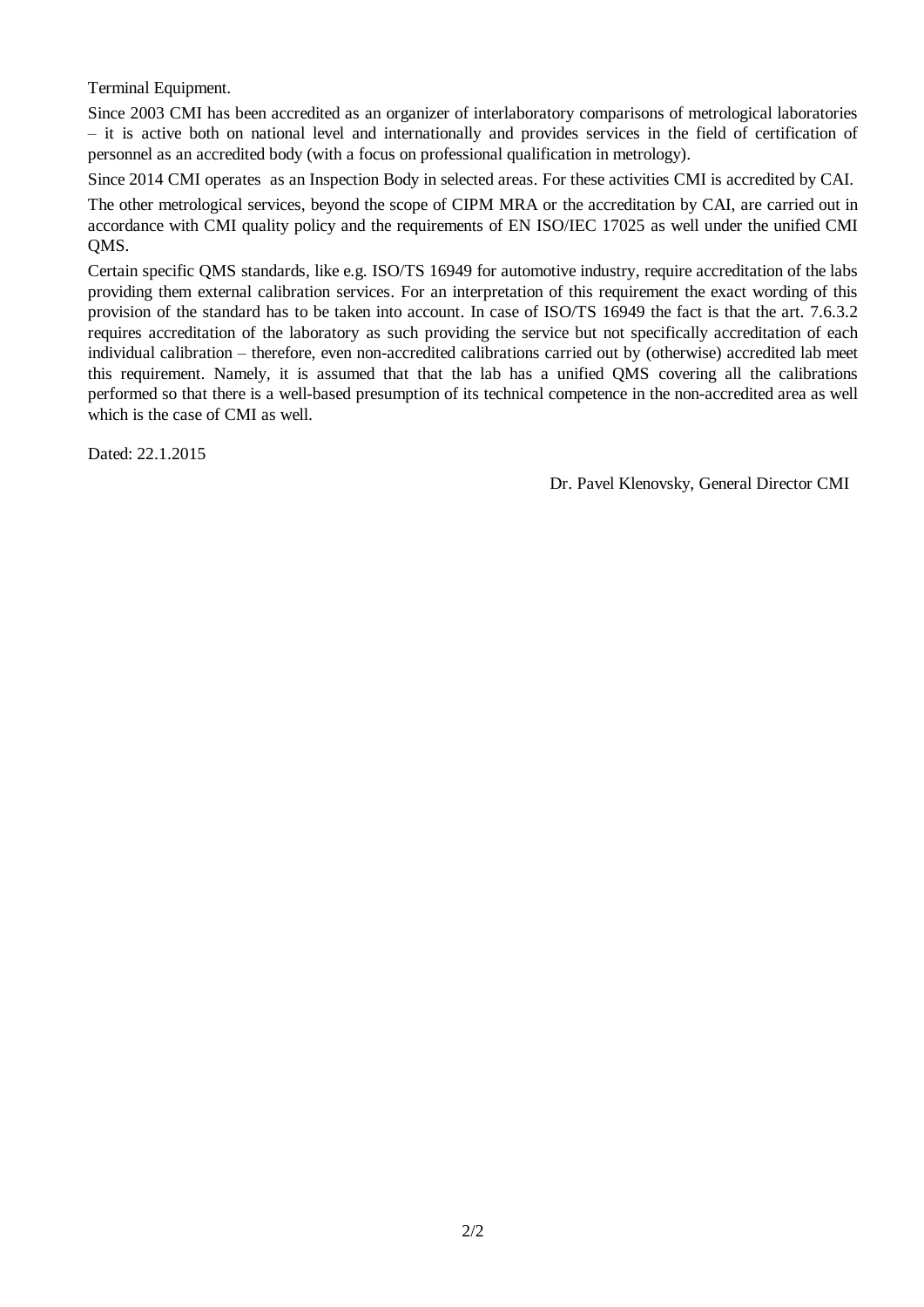Terminal Equipment.

Since 2003 CMI has been accredited as an organizer of interlaboratory comparisons of metrological laboratories – it is active both on national level and internationally and provides services in the field of certification of personnel as an accredited body (with a focus on professional qualification in metrology).

Since 2014 CMI operates as an Inspection Body in selected areas. For these activities CMI is accredited by CAI.

The other metrological services, beyond the scope of CIPM MRA or the accreditation by CAI, are carried out in accordance with CMI quality policy and the requirements of EN ISO/IEC 17025 as well under the unified CMI QMS.

Certain specific QMS standards, like e.g. ISO/TS 16949 for automotive industry, require accreditation of the labs providing them external calibration services. For an interpretation of this requirement the exact wording of this provision of the standard has to be taken into account. In case of ISO/TS 16949 the fact is that the art. 7.6.3.2 requires accreditation of the laboratory as such providing the service but not specifically accreditation of each individual calibration – therefore, even non-accredited calibrations carried out by (otherwise) accredited lab meet this requirement. Namely, it is assumed that that the lab has a unified QMS covering all the calibrations performed so that there is a well-based presumption of its technical competence in the non-accredited area as well which is the case of CMI as well.

Dated: 22.1.2015

Dr. Pavel Klenovsky, General Director CMI